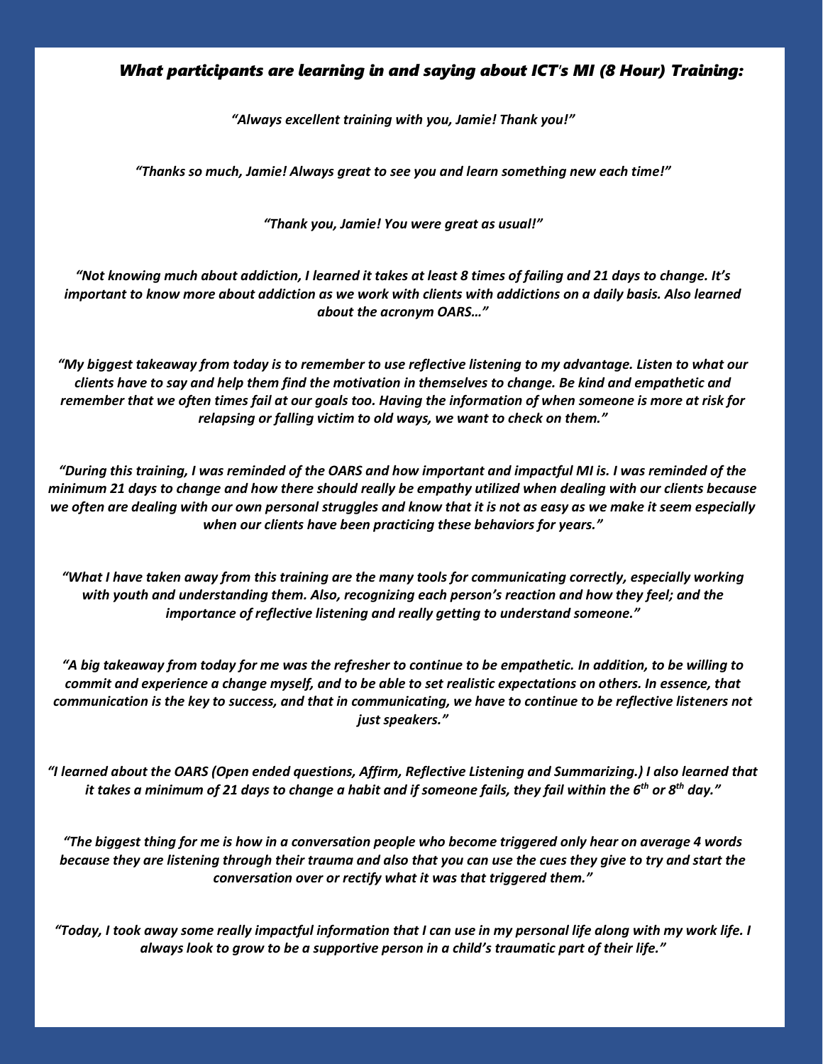## *What participants are learning in and saying about ICT's MI (8 Hour) Training:*

*"Always excellent training with you, Jamie! Thank you!"*

*"Thanks so much, Jamie! Always great to see you and learn something new each time!"*

*"Thank you, Jamie! You were great as usual!"*

*"Not knowing much about addiction, I learned it takes at least 8 times of failing and 21 days to change. It's important to know more about addiction as we work with clients with addictions on a daily basis. Also learned about the acronym OARS…"*

*"My biggest takeaway from today is to remember to use reflective listening to my advantage. Listen to what our clients have to say and help them find the motivation in themselves to change. Be kind and empathetic and remember that we often times fail at our goals too. Having the information of when someone is more at risk for relapsing or falling victim to old ways, we want to check on them."*

*"During this training, I was reminded of the OARS and how important and impactful MI is. I was reminded of the minimum 21 days to change and how there should really be empathy utilized when dealing with our clients because we often are dealing with our own personal struggles and know that it is not as easy as we make it seem especially when our clients have been practicing these behaviors for years."*

*"What I have taken away from this training are the many tools for communicating correctly, especially working with youth and understanding them. Also, recognizing each person's reaction and how they feel; and the importance of reflective listening and really getting to understand someone."*

*"A big takeaway from today for me was the refresher to continue to be empathetic. In addition, to be willing to commit and experience a change myself, and to be able to set realistic expectations on others. In essence, that communication is the key to success, and that in communicating, we have to continue to be reflective listeners not just speakers."*

*"I learned about the OARS (Open ended questions, Affirm, Reflective Listening and Summarizing.) I also learned that it takes a minimum of 21 days to change a habit and if someone fails, they fail within the 6th or 8th day."*

*"The biggest thing for me is how in a conversation people who become triggered only hear on average 4 words because they are listening through their trauma and also that you can use the cues they give to try and start the conversation over or rectify what it was that triggered them."*

*"Today, I took away some really impactful information that I can use in my personal life along with my work life. I always look to grow to be a supportive person in a child's traumatic part of their life."*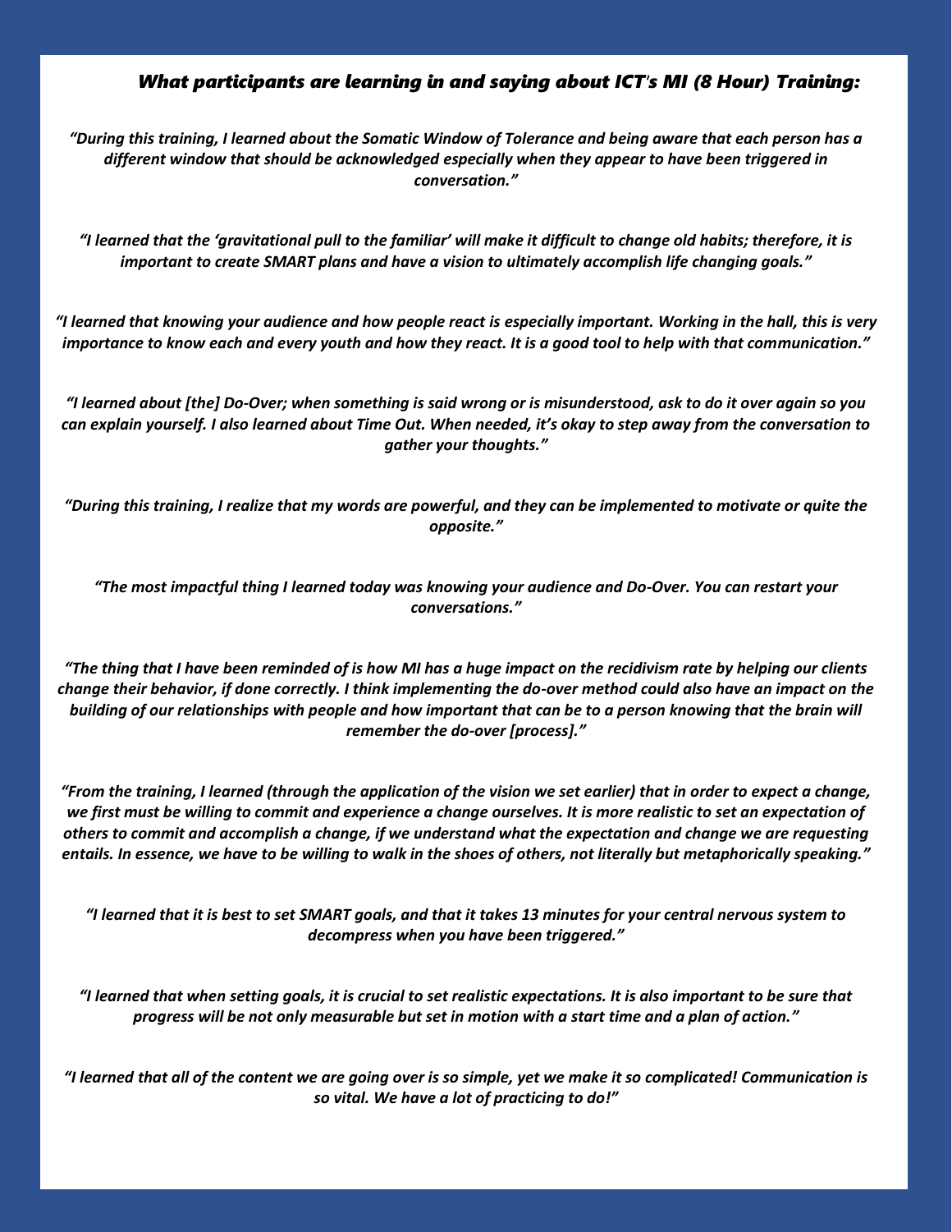### *What participants are learning in and saying about ICT's MI (8 Hour) Training:*

*"During this training, I learned about the Somatic Window of Tolerance and being aware that each person has a different window that should be acknowledged especially when they appear to have been triggered in conversation."*

*"I learned that the 'gravitational pull to the familiar' will make it difficult to change old habits; therefore, it is important to create SMART plans and have a vision to ultimately accomplish life changing goals."*

*"I learned that knowing your audience and how people react is especially important. Working in the hall, this is very importance to know each and every youth and how they react. It is a good tool to help with that communication."*

*"I learned about [the] Do-Over; when something is said wrong or is misunderstood, ask to do it over again so you can explain yourself. I also learned about Time Out. When needed, it's okay to step away from the conversation to gather your thoughts."*

*"During this training, I realize that my words are powerful, and they can be implemented to motivate or quite the opposite."*

*"The most impactful thing I learned today was knowing your audience and Do-Over. You can restart your conversations."*

*"The thing that I have been reminded of is how MI has a huge impact on the recidivism rate by helping our clients change their behavior, if done correctly. I think implementing the do-over method could also have an impact on the building of our relationships with people and how important that can be to a person knowing that the brain will remember the do-over [process]."*

*"From the training, I learned (through the application of the vision we set earlier) that in order to expect a change, we first must be willing to commit and experience a change ourselves. It is more realistic to set an expectation of others to commit and accomplish a change, if we understand what the expectation and change we are requesting entails. In essence, we have to be willing to walk in the shoes of others, not literally but metaphorically speaking."*

*"I learned that it is best to set SMART goals, and that it takes 13 minutes for your central nervous system to decompress when you have been triggered."*

*"I learned that when setting goals, it is crucial to set realistic expectations. It is also important to be sure that progress will be not only measurable but set in motion with a start time and a plan of action."*

*"I learned that all of the content we are going over is so simple, yet we make it so complicated! Communication is so vital. We have a lot of practicing to do!"*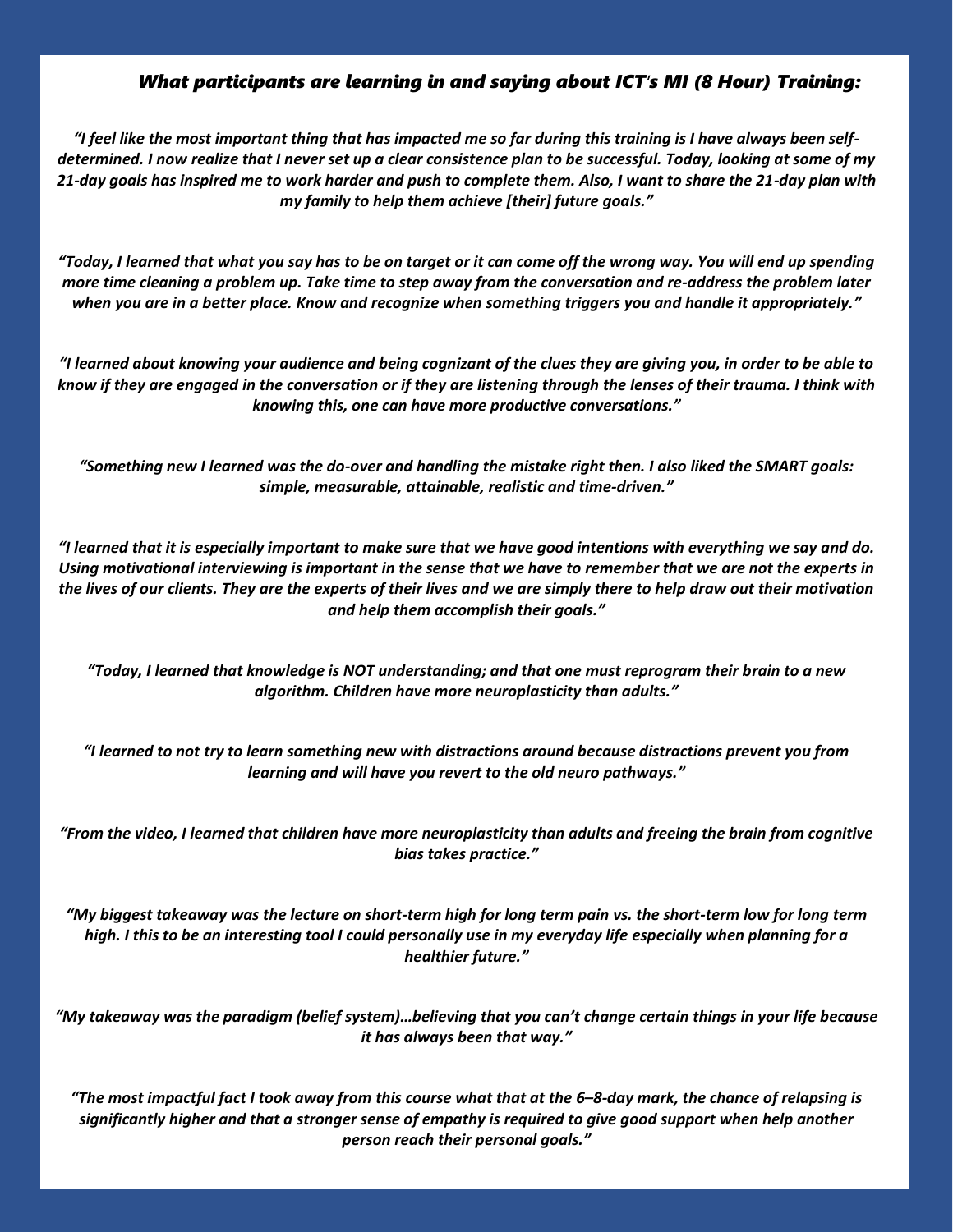### *What participants are learning in and saying about ICT's MI (8 Hour) Training:*

*"I feel like the most important thing that has impacted me so far during this training is I have always been self-determined. I now realize that I never set up a clear consistence plan to be successful. Today, looking at some of my 21-day goals has inspired me to work harder and push to complete them. Also, I want to share the 21-day plan with my family to help them achieve [their] future goals."*

*"Today, I learned that what you say has to be on target or it can come off the wrong way. You will end up spending more time cleaning a problem up. Take time to step away from the conversation and re-address the problem later when you are in a better place. Know and recognize when something triggers you and handle it appropriately."*

*"I learned about knowing your audience and being cognizant of the clues they are giving you, in order to be able to know if they are engaged in the conversation or if they are listening through the lenses of their trauma. I think with knowing this, one can have more productive conversations."*

*"Something new I learned was the do-over and handling the mistake right then. I also liked the SMART goals: simple, measurable, attainable, realistic and time-driven."*

*"I learned that it is especially important to make sure that we have good intentions with everything we say and do. Using motivational interviewing is important in the sense that we have to remember that we are not the experts in the lives of our clients. They are the experts of their lives and we are simply there to help draw out their motivation and help them accomplish their goals."*

*"Today, I learned that knowledge is NOT understanding; and that one must reprogram their brain to a new algorithm. Children have more neuroplasticity than adults."*

*"I learned to not try to learn something new with distractions around because distractions prevent you from learning and will have you revert to the old neuro pathways."*

*"From the video, I learned that children have more neuroplasticity than adults and freeing the brain from cognitive bias takes practice."*

*"My biggest takeaway was the lecture on short-term high for long term pain vs. the short-term low for long term high. I this to be an interesting tool I could personally use in my everyday life especially when planning for a healthier future."*

*"My takeaway was the paradigm (belief system)…believing that you can't change certain things in your life because it has always been that way."*

*"The most impactful fact I took away from this course what that at the 6–8-day mark, the chance of relapsing is significantly higher and that a stronger sense of empathy is required to give good support when help another person reach their personal goals."*